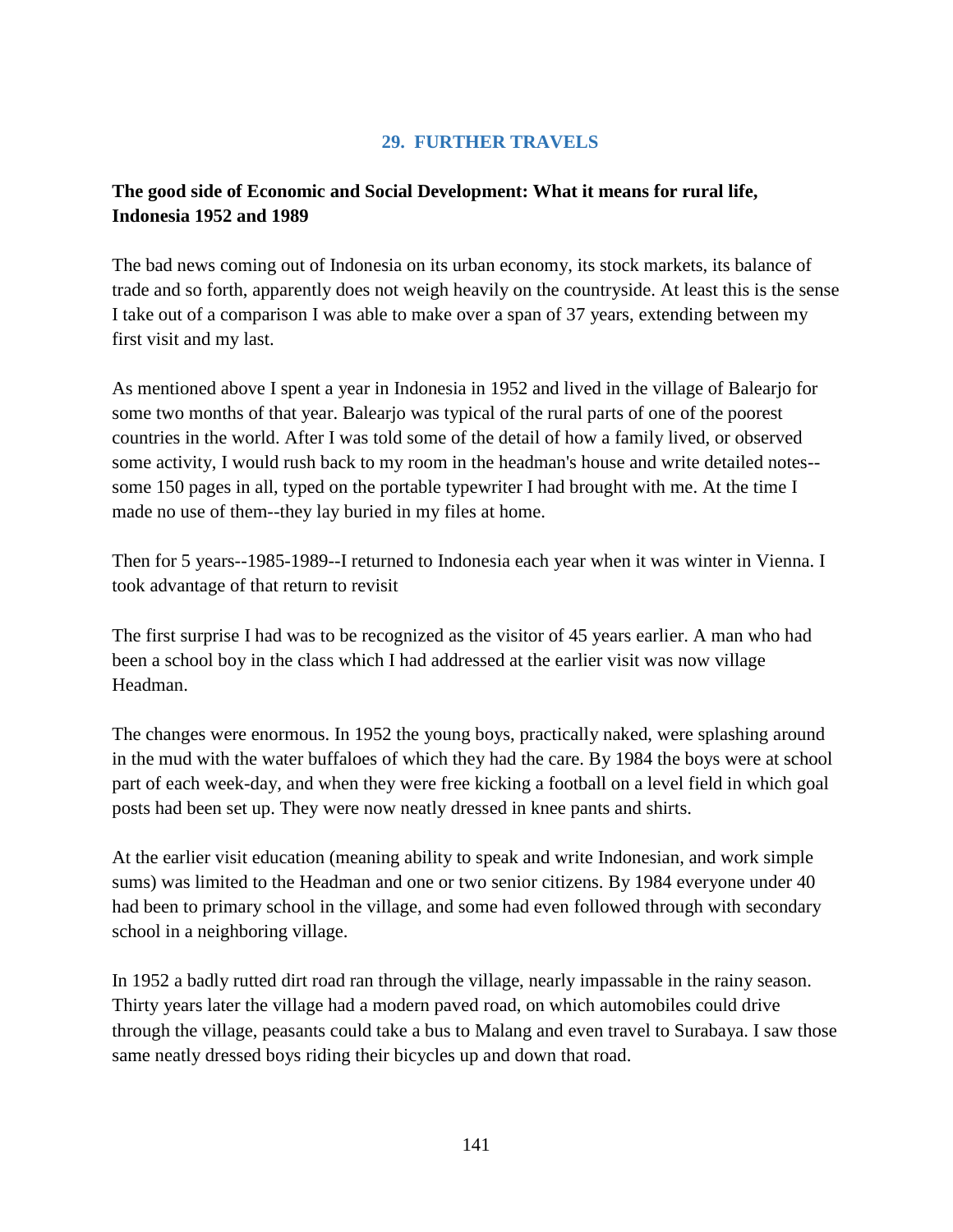## 29. FURTHER TRAVELS

**The good side of Economic and Social Development: What it means for rural life, Indonesia 1952 and 1989**

The bad news coming out of Indonesia on its urban economy, its stock markets, its balance of trade and so forth, apparently does not weigh heavily on the countryside. At least this is the sense I take out of a comparison I was able to make over a span of 37 years, extending between my first visit and my last.

As mentioned above I spent a year in Indonesia in 1952 and lived in the village of Balearjo for some two months of that year. Balearjo was typical of the rural parts of one of the poorest countries in the world. After I was told some of the detail of how a family lived, or observed some activity, I would rush back to my room in the headman's house and write detailed notes--some 150 pages in all, typed on the portable typewriter I had brought with me. At the time I made no use of them--they lay buried in my files at home.

Then for 5 years--1985-1989--I returned to Indonesia each year when it was winter in Vienna. I took advantage of that return to revisit

The first surprise I had was to be recognized as the visitor of 45 years earlier. A man who had been a school boy in the class which I had addressed at the earlier visit was now village Headman.

The changes were enormous. In 1952 the young boys, practically naked, were splashing around in the mud with the water buffaloes of which they had the care. By 1984 the boys were at school part of each week-day, and when they were free kicking a football on a level field in which goal posts had been set up. They were now neatly dressed in knee pants and shirts.

At the earlier visit education (meaning ability to speak and write Indonesian, and work simple sums) was limited to the Headman and one or two senior citizens. By 1984 everyone under 40 had been to primary school in the village, and some had even followed through with secondary school in a neighboring village.

In 1952 a badly rutted dirt road ran through the village, nearly impassable in the rainy season. Thirty years later the village had a modern paved road, on which automobiles could drive through the village, peasants could take a bus to Malang and even travel to Surabaya. I saw those same neatly dressed boys riding their bicycles up and down that road.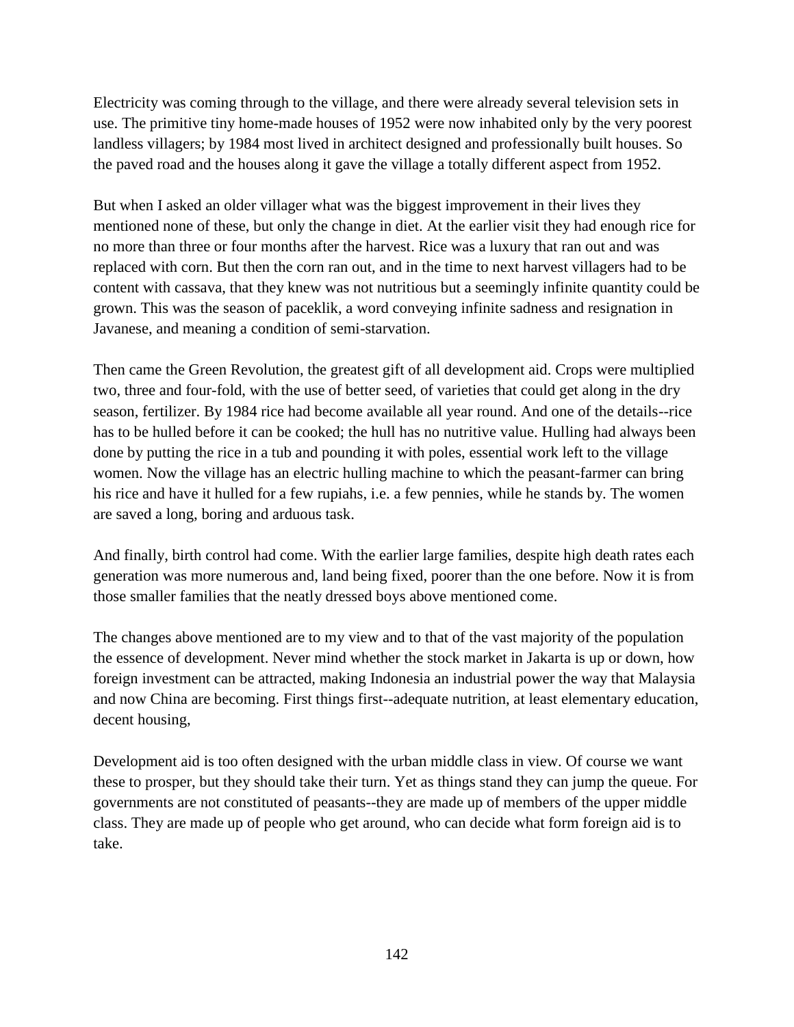Electricity was coming through to the village, and there were already several television sets in use. The primitive tiny home-made houses of 1952 were now inhabited only by the very poorest landless villagers; by 1984 most lived in architect designed and professionally built houses. So the paved road and the houses along it gave the village a totally different aspect from 1952.

But when I asked an older villager what was the biggest improvement in their lives they mentioned none of these, but only the change in diet. At the earlier visit they had enough rice for no more than three or four months after the harvest. Rice was a luxury that ran out and was replaced with corn. But then the corn ran out, and in the time to next harvest villagers had to be content with cassava, that they knew was not nutritious but a seemingly infinite quantity could be grown. This was the season of paceklik, a word conveying infinite sadness and resignation in Javanese, and meaning a condition of semi-starvation.

Then came the Green Revolution, the greatest gift of all development aid. Crops were multiplied two, three and four-fold, with the use of better seed, of varieties that could get along in the dry season, fertilizer. By 1984 rice had become available all year round. And one of the details--rice has to be hulled before it can be cooked; the hull has no nutritive value. Hulling had always been done by putting the rice in a tub and pounding it with poles, essential work left to the village women. Now the village has an electric hulling machine to which the peasant-farmer can bring his rice and have it hulled for a few rupiahs, i.e. a few pennies, while he stands by. The women are saved a long, boring and arduous task.

And finally, birth control had come. With the earlier large families, despite high death rates each generation was more numerous and, land being fixed, poorer than the one before. Now it is from those smaller families that the neatly dressed boys above mentioned come.

The changes above mentioned are to my view and to that of the vast majority of the population the essence of development. Never mind whether the stock market in Jakarta is up or down, how foreign investment can be attracted, making Indonesia an industrial power the way that Malaysia and now China are becoming. First things first--adequate nutrition, at least elementary education, decent housing,

Development aid is too often designed with the urban middle class in view. Of course we want these to prosper, but they should take their turn. Yet as things stand they can jump the queue. For governments are not constituted of peasants--they are made up of members of the upper middle class. They are made up of people who get around, who can decide what form foreign aid is to take.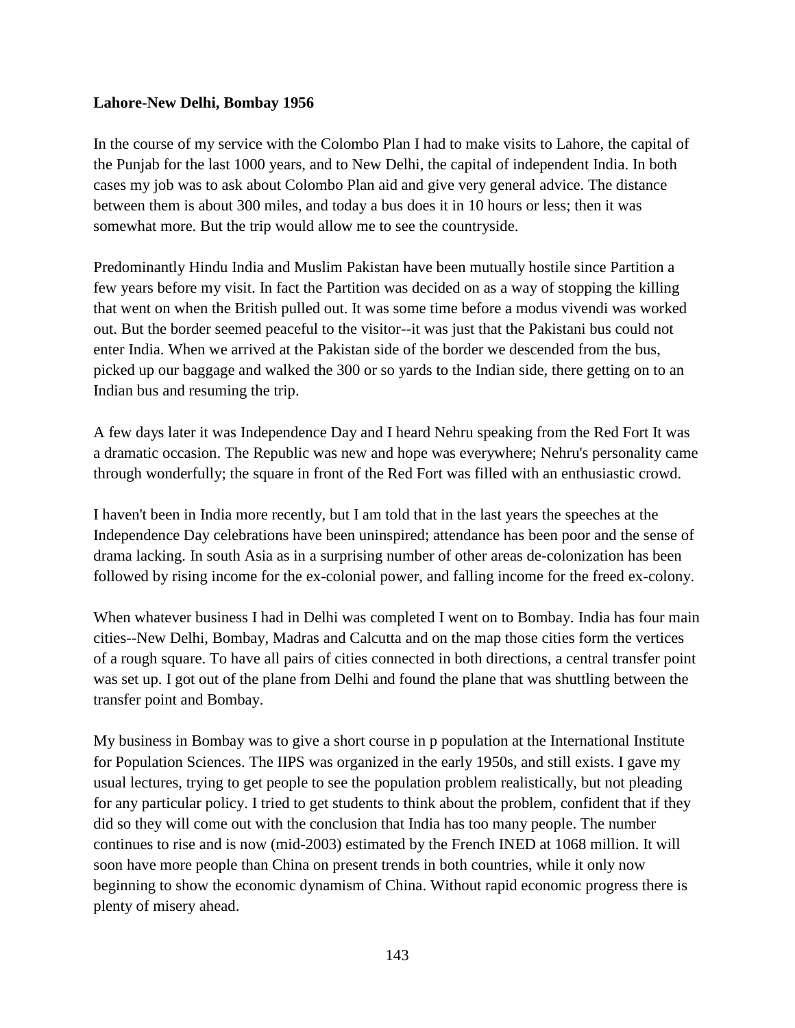**Lahore-New Delhi, Bombay 1956**

In the course of my service with the Colombo Plan I had to make visits to Lahore, the capital of the Punjab for the last 1000 years, and to New Delhi, the capital of independent India. In both cases my job was to ask about Colombo Plan aid and give very general advice. The distance between them is about 300 miles, and today a bus does it in 10 hours or less; then it was somewhat more. But the trip would allow me to see the countryside.

Predominantly Hindu India and Muslim Pakistan have been mutually hostile since Partition a few years before my visit. In fact the Partition was decided on as a way of stopping the killing that went on when the British pulled out. It was some time before a modus vivendi was worked out. But the border seemed peaceful to the visitor--it was just that the Pakistani bus could not enter India. When we arrived at the Pakistan side of the border we descended from the bus, picked up our baggage and walked the 300 or so yards to the Indian side, there getting on to an Indian bus and resuming the trip.

A few days later it was Independence Day and I heard Nehru speaking from the Red Fort It was a dramatic occasion. The Republic was new and hope was everywhere; Nehru's personality came through wonderfully; the square in front of the Red Fort was filled with an enthusiastic crowd.

I haven't been in India more recently, but I am told that in the last years the speeches at the Independence Day celebrations have been uninspired; attendance has been poor and the sense of drama lacking. In south Asia as in a surprising number of other areas de-colonization has been followed by rising income for the ex-colonial power, and falling income for the freed ex-colony.

When whatever business I had in Delhi was completed I went on to Bombay. India has four main cities--New Delhi, Bombay, Madras and Calcutta and on the map those cities form the vertices of a rough square. To have all pairs of cities connected in both directions, a central transfer point was set up. I got out of the plane from Delhi and found the plane that was shuttling between the transfer point and Bombay.

My business in Bombay was to give a short course in p population at the International Institute for Population Sciences. The IIPS was organized in the early 1950s, and still exists. I gave my usual lectures, trying to get people to see the population problem realistically, but not pleading for any particular policy. I tried to get students to think about the problem, confident that if they did so they will come out with the conclusion that India has too many people. The number continues to rise and is now (mid-2003) estimated by the French INED at 1068 million. It will soon have more people than China on present trends in both countries, while it only now beginning to show the economic dynamism of China. Without rapid economic progress there is plenty of misery ahead.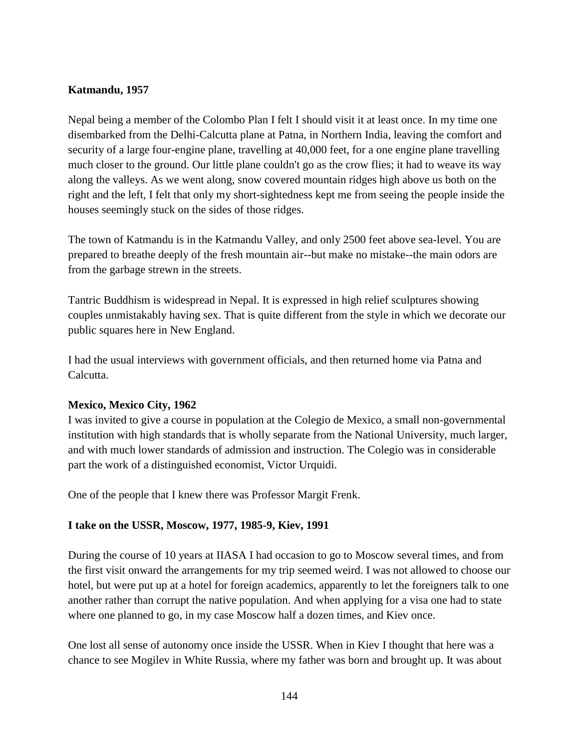**Katmandu, 1957**

Nepal being a member of the Colombo Plan I felt I should visit it at least once. In my time one disembarked from the Delhi-Calcutta plane at Patna, in Northern India, leaving the comfort and security of a large four-engine plane, travelling at 40,000 feet, for a one engine plane travelling much closer to the ground. Our little plane couldn't go as the crow flies; it had to weave its way along the valleys. As we went along, snow covered mountain ridges high above us both on the right and the left, I felt that only my short-sightedness kept me from seeing the people inside the houses seemingly stuck on the sides of those ridges.

The town of Katmandu is in the Katmandu Valley, and only 2500 feet above sea-level. You are prepared to breathe deeply of the fresh mountain air--but make no mistake--the main odors are from the garbage strewn in the streets.

Tantric Buddhism is widespread in Nepal. It is expressed in high relief sculptures showing couples unmistakably having sex. That is quite different from the style in which we decorate our public squares here in New England.

I had the usual interviews with government officials, and then returned home via Patna and Calcutta.

**Mexico, Mexico City, 1962**

I was invited to give a course in population at the Colegio de Mexico, a small non-governmental institution with high standards that is wholly separate from the National University, much larger, and with much lower standards of admission and instruction. The Colegio was in considerable part the work of a distinguished economist, Victor Urquidi.

One of the people that I knew there was Professor Margit Frenk.

**I take on the USSR, Moscow, 1977, 1985-9, Kiev, 1991**

During the course of 10 years at IIASA I had occasion to go to Moscow several times, and from the first visit onward the arrangements for my trip seemed weird. I was not allowed to choose our hotel, but were put up at a hotel for foreign academics, apparently to let the foreigners talk to one another rather than corrupt the native population. And when applying for a visa one had to state where one planned to go, in my case Moscow half a dozen times, and Kiev once.

One lost all sense of autonomy once inside the USSR. When in Kiev I thought that here was a chance to see Mogilev in White Russia, where my father was born and brought up. It was about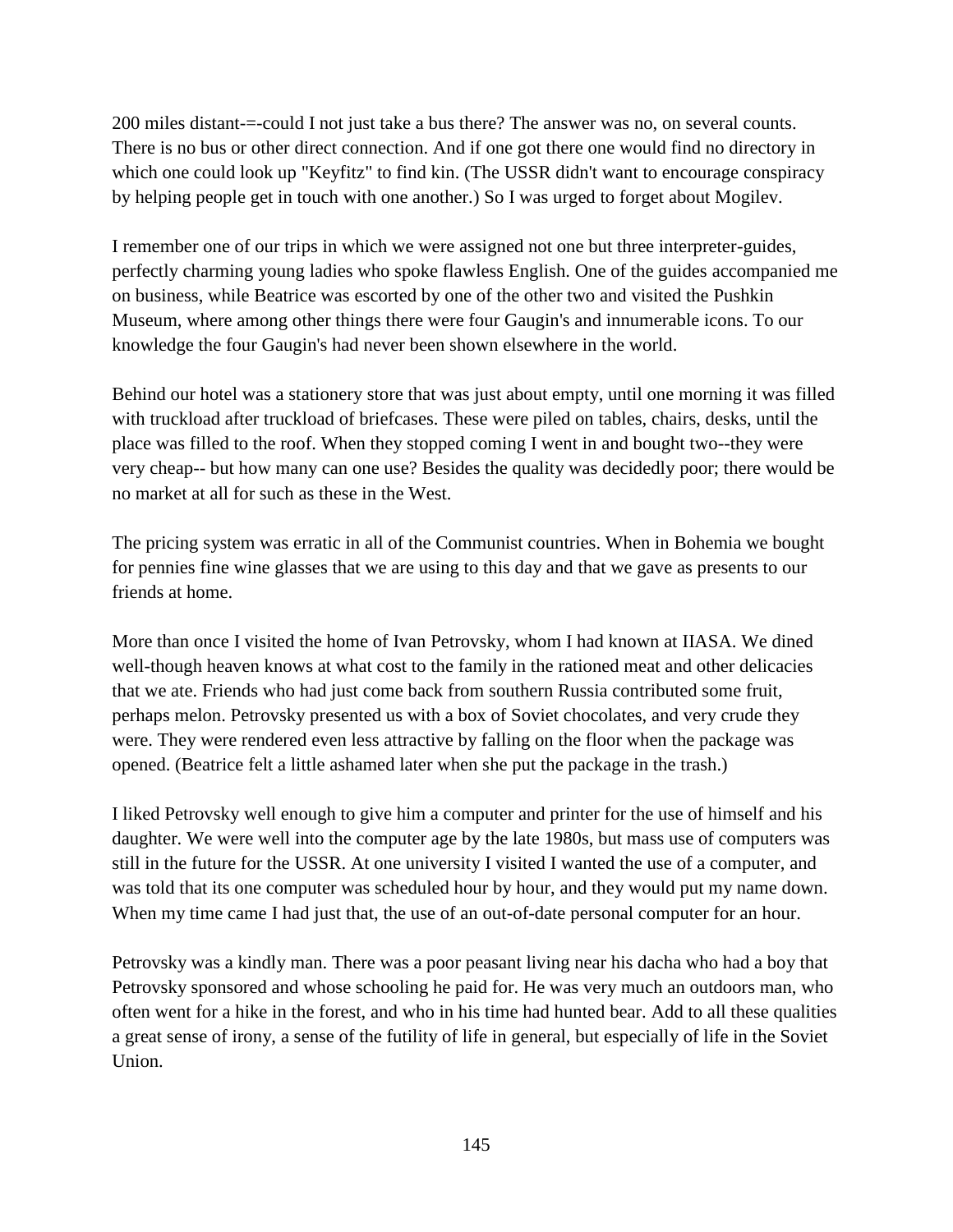200 miles distant-=-could I not just take a bus there? The answer was no, on several counts. There is no bus or other direct connection. And if one got there one would find no directory in which one could look up "Keyfitz" to find kin. (The USSR didn't want to encourage conspiracy by helping people get in touch with one another.) So I was urged to forget about Mogilev.

I remember one of our trips in which we were assigned not one but three interpreter-guides, perfectly charming young ladies who spoke flawless English. One of the guides accompanied me on business, while Beatrice was escorted by one of the other two and visited the Pushkin Museum, where among other things there were four Gaugin's and innumerable icons. To our knowledge the four Gaugin's had never been shown elsewhere in the world.

Behind our hotel was a stationery store that was just about empty, until one morning it was filled with truckload after truckload of briefcases. These were piled on tables, chairs, desks, until the place was filled to the roof. When they stopped coming I went in and bought two--they were very cheap-- but how many can one use? Besides the quality was decidedly poor; there would be no market at all for such as these in the West.

The pricing system was erratic in all of the Communist countries. When in Bohemia we bought for pennies fine wine glasses that we are using to this day and that we gave as presents to our friends at home.

More than once I visited the home of Ivan Petrovsky, whom I had known at IIASA. We dined well-though heaven knows at what cost to the family in the rationed meat and other delicacies that we ate. Friends who had just come back from southern Russia contributed some fruit, perhaps melon. Petrovsky presented us with a box of Soviet chocolates, and very crude they were. They were rendered even less attractive by falling on the floor when the package was opened. (Beatrice felt a little ashamed later when she put the package in the trash.)

I liked Petrovsky well enough to give him a computer and printer for the use of himself and his daughter. We were well into the computer age by the late 1980s, but mass use of computers was still in the future for the USSR. At one university I visited I wanted the use of a computer, and was told that its one computer was scheduled hour by hour, and they would put my name down. When my time came I had just that, the use of an out-of-date personal computer for an hour.

Petrovsky was a kindly man. There was a poor peasant living near his dacha who had a boy that Petrovsky sponsored and whose schooling he paid for. He was very much an outdoors man, who often went for a hike in the forest, and who in his time had hunted bear. Add to all these qualities a great sense of irony, a sense of the futility of life in general, but especially of life in the Soviet Union.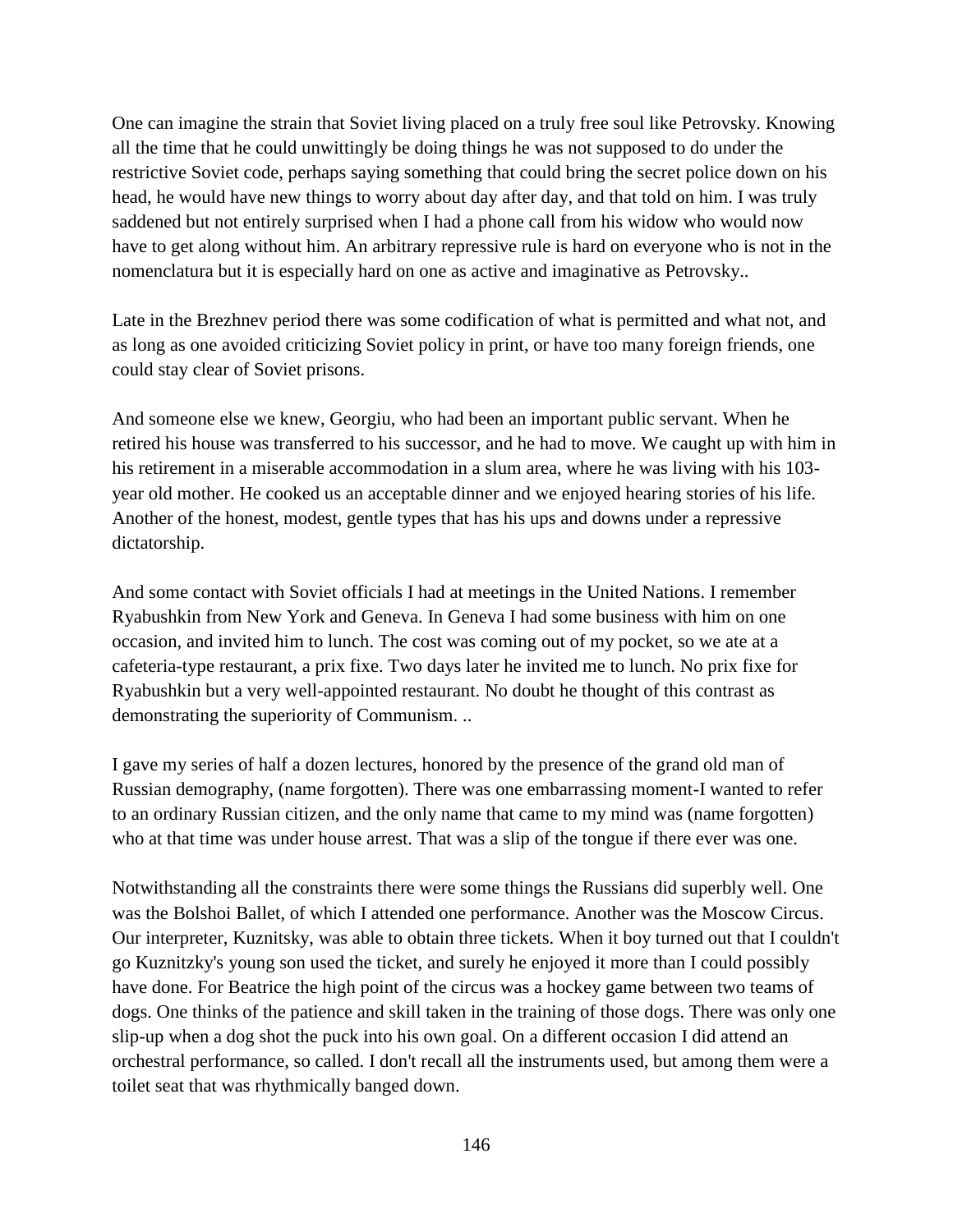One can imagine the strain that Soviet living placed on a truly free soul like Petrovsky. Knowing all the time that he could unwittingly be doing things he was not supposed to do under the restrictive Soviet code, perhaps saying something that could bring the secret police down on his head, he would have new things to worry about day after day, and that told on him. I was truly saddened but not entirely surprised when I had a phone call from his widow who would now have to get along without him. An arbitrary repressive rule is hard on everyone who is not in the nomenclatura but it is especially hard on one as active and imaginative as Petrovsky..

Late in the Brezhnev period there was some codification of what is permitted and what not, and as long as one avoided criticizing Soviet policy in print, or have too many foreign friends, one could stay clear of Soviet prisons.

And someone else we knew, Georgiu, who had been an important public servant. When he retired his house was transferred to his successor, and he had to move. We caught up with him in his retirement in a miserable accommodation in a slum area, where he was living with his 103-year old mother. He cooked us an acceptable dinner and we enjoyed hearing stories of his life. Another of the honest, modest, gentle types that has his ups and downs under a repressive dictatorship.

And some contact with Soviet officials I had at meetings in the United Nations. I remember Ryabushkin from New York and Geneva. In Geneva I had some business with him on one occasion, and invited him to lunch. The cost was coming out of my pocket, so we ate at a cafeteria-type restaurant, a prix fixe. Two days later he invited me to lunch. No prix fixe for Ryabushkin but a very well-appointed restaurant. No doubt he thought of this contrast as demonstrating the superiority of Communism. ..

I gave my series of half a dozen lectures, honored by the presence of the grand old man of Russian demography, (name forgotten). There was one embarrassing moment-I wanted to refer to an ordinary Russian citizen, and the only name that came to my mind was (name forgotten) who at that time was under house arrest. That was a slip of the tongue if there ever was one.

Notwithstanding all the constraints there were some things the Russians did superbly well. One was the Bolshoi Ballet, of which I attended one performance. Another was the Moscow Circus. Our interpreter, Kuznitsky, was able to obtain three tickets. When it boy turned out that I couldn't go Kuznitzky's young son used the ticket, and surely he enjoyed it more than I could possibly have done. For Beatrice the high point of the circus was a hockey game between two teams of dogs. One thinks of the patience and skill taken in the training of those dogs. There was only one slip-up when a dog shot the puck into his own goal. On a different occasion I did attend an orchestral performance, so called. I don't recall all the instruments used, but among them were a toilet seat that was rhythmically banged down.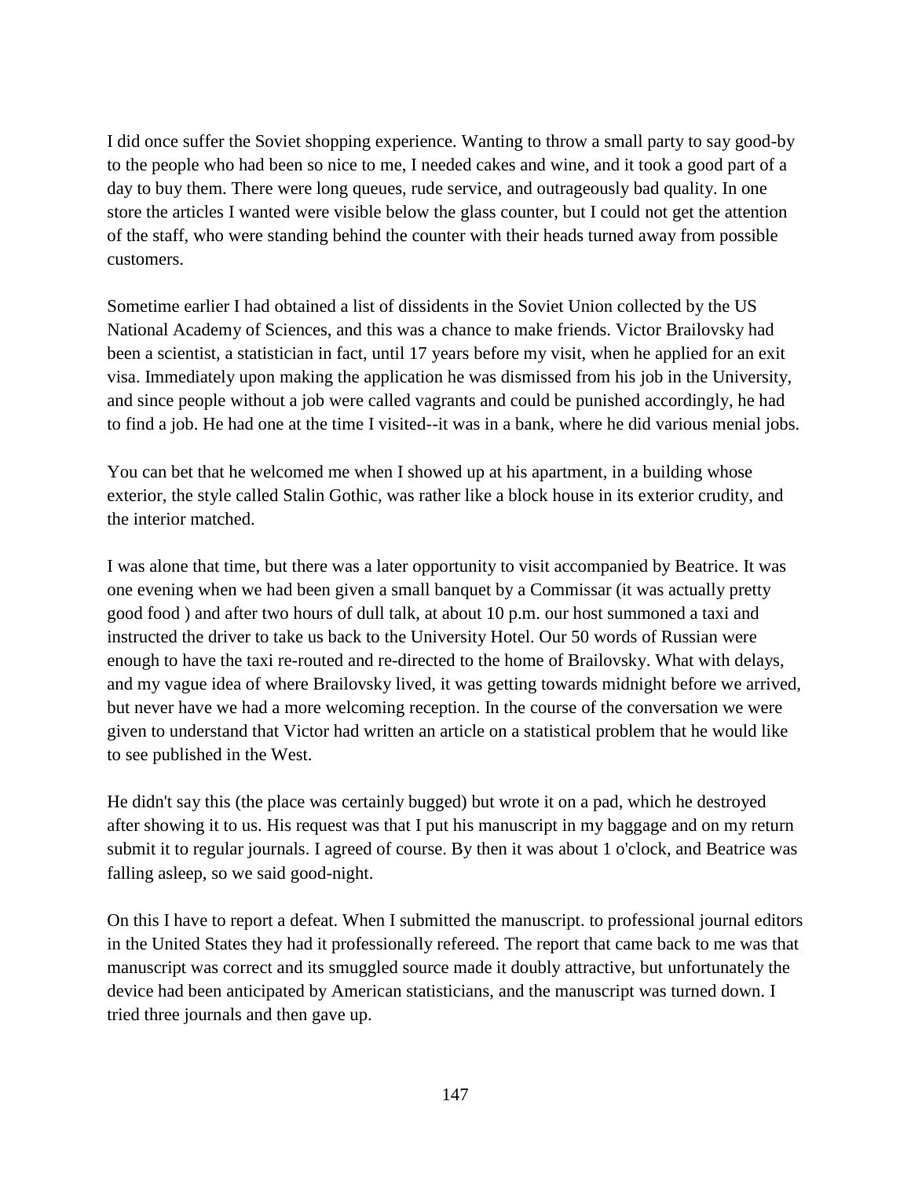I did once suffer the Soviet shopping experience. Wanting to throw a small party to say good-by to the people who had been so nice to me, I needed cakes and wine, and it took a good part of a day to buy them. There were long queues, rude service, and outrageously bad quality. In one store the articles I wanted were visible below the glass counter, but I could not get the attention of the staff, who were standing behind the counter with their heads turned away from possible customers.

Sometime earlier I had obtained a list of dissidents in the Soviet Union collected by the US National Academy of Sciences, and this was a chance to make friends. Victor Brailovsky had been a scientist, a statistician in fact, until 17 years before my visit, when he applied for an exit visa. Immediately upon making the application he was dismissed from his job in the University, and since people without a job were called vagrants and could be punished accordingly, he had to find a job. He had one at the time I visited--it was in a bank, where he did various menial jobs.

You can bet that he welcomed me when I showed up at his apartment, in a building whose exterior, the style called Stalin Gothic, was rather like a block house in its exterior crudity, and the interior matched.

I was alone that time, but there was a later opportunity to visit accompanied by Beatrice. It was one evening when we had been given a small banquet by a Commissar (it was actually pretty good food ) and after two hours of dull talk, at about 10 p.m. our host summoned a taxi and instructed the driver to take us back to the University Hotel. Our 50 words of Russian were enough to have the taxi re-routed and re-directed to the home of Brailovsky. What with delays, and my vague idea of where Brailovsky lived, it was getting towards midnight before we arrived, but never have we had a more welcoming reception. In the course of the conversation we were given to understand that Victor had written an article on a statistical problem that he would like to see published in the West.

He didn't say this (the place was certainly bugged) but wrote it on a pad, which he destroyed after showing it to us. His request was that I put his manuscript in my baggage and on my return submit it to regular journals. I agreed of course. By then it was about 1 o'clock, and Beatrice was falling asleep, so we said good-night.

On this I have to report a defeat. When I submitted the manuscript. to professional journal editors in the United States they had it professionally refereed. The report that came back to me was that manuscript was correct and its smuggled source made it doubly attractive, but unfortunately the device had been anticipated by American statisticians, and the manuscript was turned down. I tried three journals and then gave up.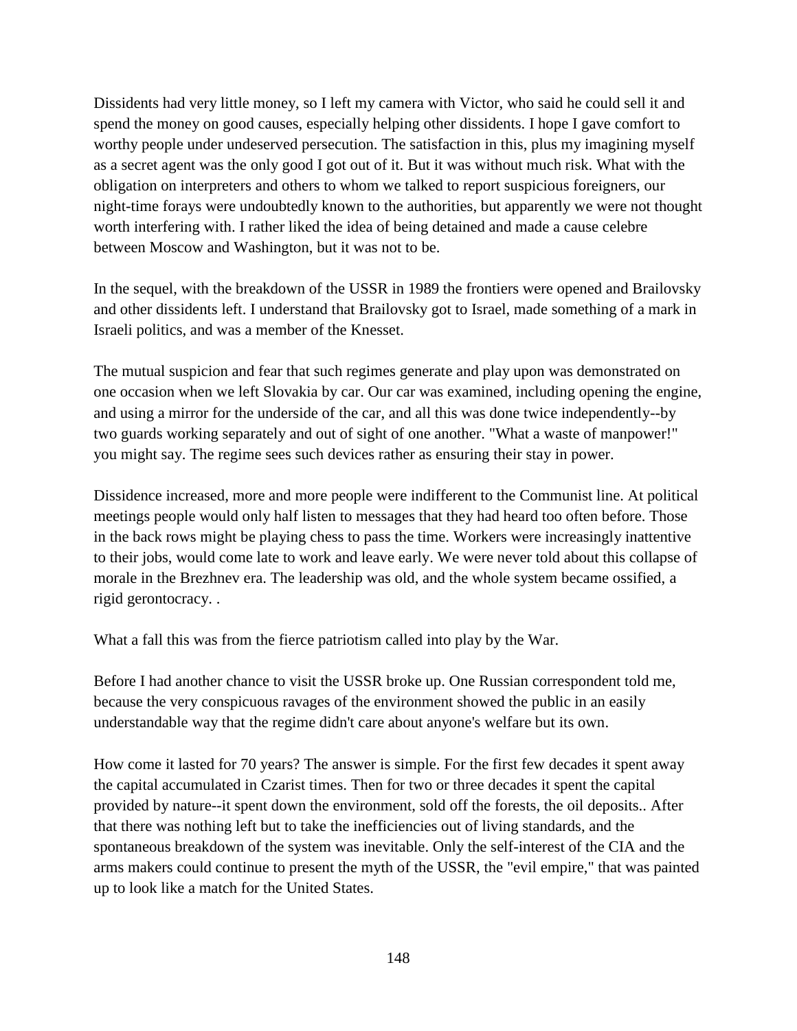Dissidents had very little money, so I left my camera with Victor, who said he could sell it and spend the money on good causes, especially helping other dissidents. I hope I gave comfort to worthy people under undeserved persecution. The satisfaction in this, plus my imagining myself as a secret agent was the only good I got out of it. But it was without much risk. What with the obligation on interpreters and others to whom we talked to report suspicious foreigners, our night-time forays were undoubtedly known to the authorities, but apparently we were not thought worth interfering with. I rather liked the idea of being detained and made a cause celebre between Moscow and Washington, but it was not to be.

In the sequel, with the breakdown of the USSR in 1989 the frontiers were opened and Brailovsky and other dissidents left. I understand that Brailovsky got to Israel, made something of a mark in Israeli politics, and was a member of the Knesset.

The mutual suspicion and fear that such regimes generate and play upon was demonstrated on one occasion when we left Slovakia by car. Our car was examined, including opening the engine, and using a mirror for the underside of the car, and all this was done twice independently--by two guards working separately and out of sight of one another. "What a waste of manpower!" you might say. The regime sees such devices rather as ensuring their stay in power.

Dissidence increased, more and more people were indifferent to the Communist line. At political meetings people would only half listen to messages that they had heard too often before. Those in the back rows might be playing chess to pass the time. Workers were increasingly inattentive to their jobs, would come late to work and leave early. We were never told about this collapse of morale in the Brezhnev era. The leadership was old, and the whole system became ossified, a rigid gerontocracy. .

What a fall this was from the fierce patriotism called into play by the War.

Before I had another chance to visit the USSR broke up. One Russian correspondent told me, because the very conspicuous ravages of the environment showed the public in an easily understandable way that the regime didn't care about anyone's welfare but its own.

How come it lasted for 70 years? The answer is simple. For the first few decades it spent away the capital accumulated in Czarist times. Then for two or three decades it spent the capital provided by nature--it spent down the environment, sold off the forests, the oil deposits.. After that there was nothing left but to take the inefficiencies out of living standards, and the spontaneous breakdown of the system was inevitable. Only the self-interest of the CIA and the arms makers could continue to present the myth of the USSR, the "evil empire," that was painted up to look like a match for the United States.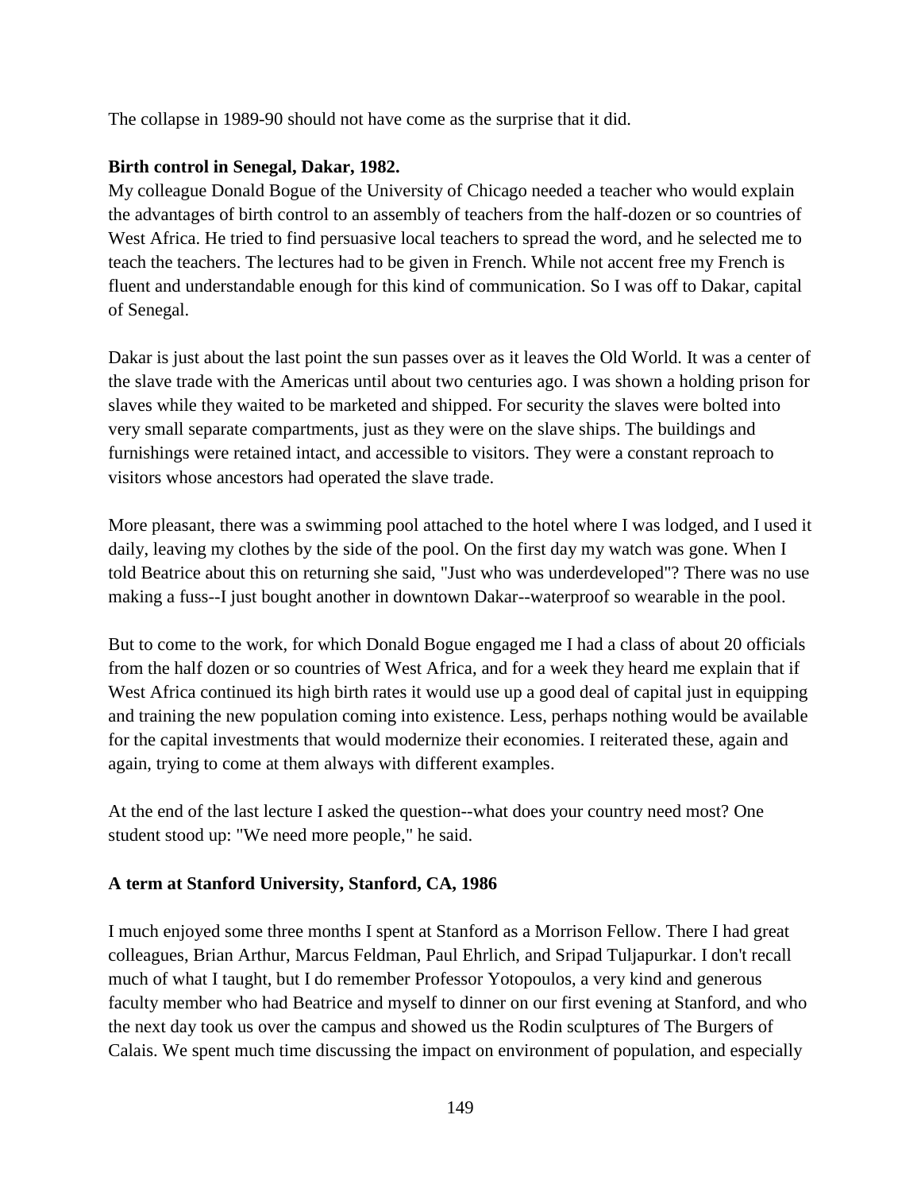The collapse in 1989-90 should not have come as the surprise that it did.

**Birth control in Senegal, Dakar, 1982.**

My colleague Donald Bogue of the University of Chicago needed a teacher who would explain the advantages of birth control to an assembly of teachers from the half-dozen or so countries of West Africa. He tried to find persuasive local teachers to spread the word, and he selected me to teach the teachers. The lectures had to be given in French. While not accent free my French is fluent and understandable enough for this kind of communication. So I was off to Dakar, capital of Senegal.

Dakar is just about the last point the sun passes over as it leaves the Old World. It was a center of the slave trade with the Americas until about two centuries ago. I was shown a holding prison for slaves while they waited to be marketed and shipped. For security the slaves were bolted into very small separate compartments, just as they were on the slave ships. The buildings and furnishings were retained intact, and accessible to visitors. They were a constant reproach to visitors whose ancestors had operated the slave trade.

More pleasant, there was a swimming pool attached to the hotel where I was lodged, and I used it daily, leaving my clothes by the side of the pool. On the first day my watch was gone. When I told Beatrice about this on returning she said, "Just who was underdeveloped"? There was no use making a fuss--I just bought another in downtown Dakar--waterproof so wearable in the pool.

But to come to the work, for which Donald Bogue engaged me I had a class of about 20 officials from the half dozen or so countries of West Africa, and for a week they heard me explain that if West Africa continued its high birth rates it would use up a good deal of capital just in equipping and training the new population coming into existence. Less, perhaps nothing would be available for the capital investments that would modernize their economies. I reiterated these, again and again, trying to come at them always with different examples.

At the end of the last lecture I asked the question--what does your country need most? One student stood up: "We need more people," he said.

**A term at Stanford University, Stanford, CA, 1986**

I much enjoyed some three months I spent at Stanford as a Morrison Fellow. There I had great colleagues, Brian Arthur, Marcus Feldman, Paul Ehrlich, and Sripad Tuljapurkar. I don't recall much of what I taught, but I do remember Professor Yotopoulos, a very kind and generous faculty member who had Beatrice and myself to dinner on our first evening at Stanford, and who the next day took us over the campus and showed us the Rodin sculptures of The Burgers of Calais. We spent much time discussing the impact on environment of population, and especially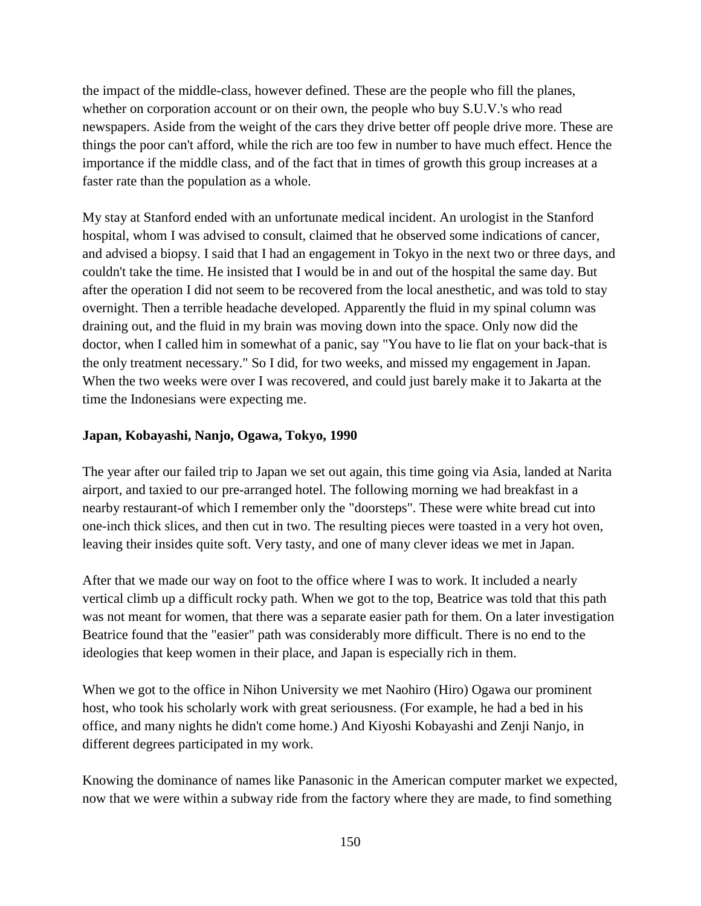the impact of the middle-class, however defined. These are the people who fill the planes, whether on corporation account or on their own, the people who buy S.U.V.'s who read newspapers. Aside from the weight of the cars they drive better off people drive more. These are things the poor can't afford, while the rich are too few in number to have much effect. Hence the importance if the middle class, and of the fact that in times of growth this group increases at a faster rate than the population as a whole.

My stay at Stanford ended with an unfortunate medical incident. An urologist in the Stanford hospital, whom I was advised to consult, claimed that he observed some indications of cancer, and advised a biopsy. I said that I had an engagement in Tokyo in the next two or three days, and couldn't take the time. He insisted that I would be in and out of the hospital the same day. But after the operation I did not seem to be recovered from the local anesthetic, and was told to stay overnight. Then a terrible headache developed. Apparently the fluid in my spinal column was draining out, and the fluid in my brain was moving down into the space. Only now did the doctor, when I called him in somewhat of a panic, say "You have to lie flat on your back-that is the only treatment necessary." So I did, for two weeks, and missed my engagement in Japan. When the two weeks were over I was recovered, and could just barely make it to Jakarta at the time the Indonesians were expecting me.

**Japan, Kobayashi, Nanjo, Ogawa, Tokyo, 1990**

The year after our failed trip to Japan we set out again, this time going via Asia, landed at Narita airport, and taxied to our pre-arranged hotel. The following morning we had breakfast in a nearby restaurant-of which I remember only the "doorsteps". These were white bread cut into one-inch thick slices, and then cut in two. The resulting pieces were toasted in a very hot oven, leaving their insides quite soft. Very tasty, and one of many clever ideas we met in Japan.

After that we made our way on foot to the office where I was to work. It included a nearly vertical climb up a difficult rocky path. When we got to the top, Beatrice was told that this path was not meant for women, that there was a separate easier path for them. On a later investigation Beatrice found that the "easier" path was considerably more difficult. There is no end to the ideologies that keep women in their place, and Japan is especially rich in them.

When we got to the office in Nihon University we met Naohiro (Hiro) Ogawa our prominent host, who took his scholarly work with great seriousness. (For example, he had a bed in his office, and many nights he didn't come home.) And Kiyoshi Kobayashi and Zenji Nanjo, in different degrees participated in my work.

Knowing the dominance of names like Panasonic in the American computer market we expected, now that we were within a subway ride from the factory where they are made, to find something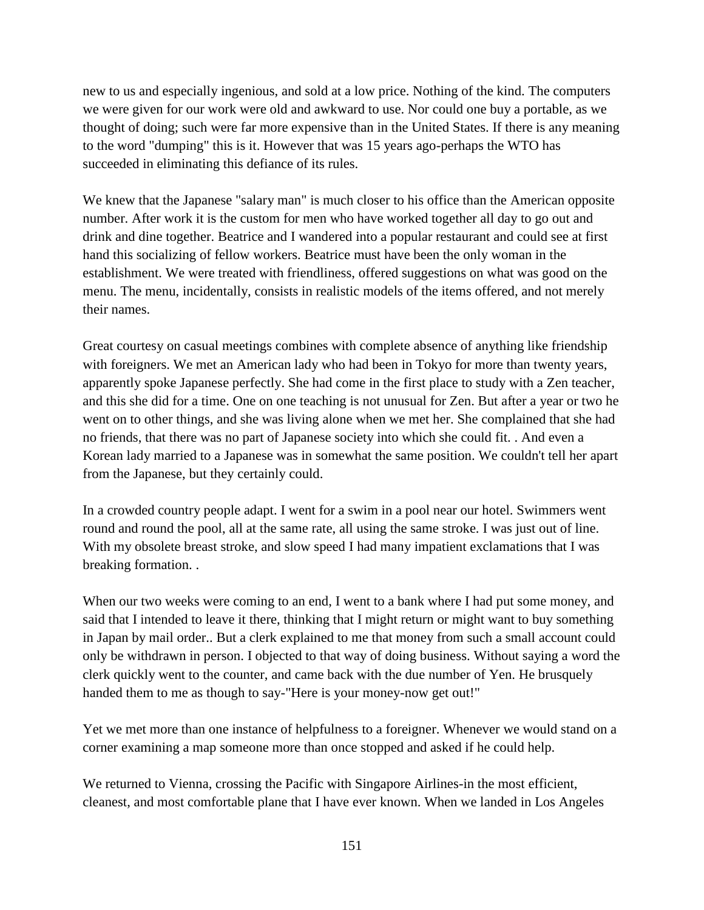new to us and especially ingenious, and sold at a low price. Nothing of the kind. The computers we were given for our work were old and awkward to use. Nor could one buy a portable, as we thought of doing; such were far more expensive than in the United States. If there is any meaning to the word "dumping" this is it. However that was 15 years ago-perhaps the WTO has succeeded in eliminating this defiance of its rules.

We knew that the Japanese "salary man" is much closer to his office than the American opposite number. After work it is the custom for men who have worked together all day to go out and drink and dine together. Beatrice and I wandered into a popular restaurant and could see at first hand this socializing of fellow workers. Beatrice must have been the only woman in the establishment. We were treated with friendliness, offered suggestions on what was good on the menu. The menu, incidentally, consists in realistic models of the items offered, and not merely their names.

Great courtesy on casual meetings combines with complete absence of anything like friendship with foreigners. We met an American lady who had been in Tokyo for more than twenty years, apparently spoke Japanese perfectly. She had come in the first place to study with a Zen teacher, and this she did for a time. One on one teaching is not unusual for Zen. But after a year or two he went on to other things, and she was living alone when we met her. She complained that she had no friends, that there was no part of Japanese society into which she could fit. . And even a Korean lady married to a Japanese was in somewhat the same position. We couldn't tell her apart from the Japanese, but they certainly could.

In a crowded country people adapt. I went for a swim in a pool near our hotel. Swimmers went round and round the pool, all at the same rate, all using the same stroke. I was just out of line. With my obsolete breast stroke, and slow speed I had many impatient exclamations that I was breaking formation. .

When our two weeks were coming to an end, I went to a bank where I had put some money, and said that I intended to leave it there, thinking that I might return or might want to buy something in Japan by mail order.. But a clerk explained to me that money from such a small account could only be withdrawn in person. I objected to that way of doing business. Without saying a word the clerk quickly went to the counter, and came back with the due number of Yen. He brusquely handed them to me as though to say-"Here is your money-now get out!"

Yet we met more than one instance of helpfulness to a foreigner. Whenever we would stand on a corner examining a map someone more than once stopped and asked if he could help.

We returned to Vienna, crossing the Pacific with Singapore Airlines-in the most efficient, cleanest, and most comfortable plane that I have ever known. When we landed in Los Angeles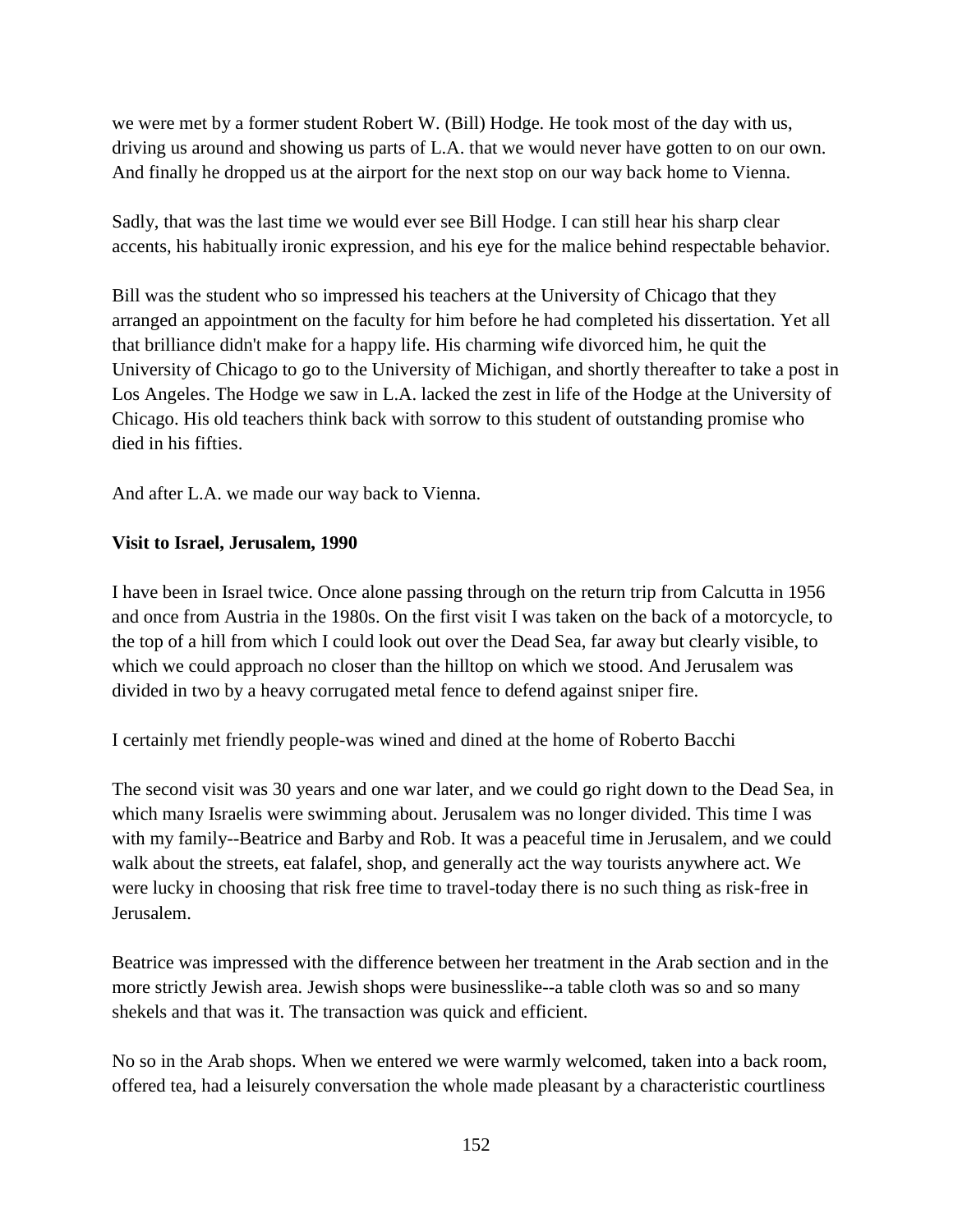we were met by a former student Robert W. (Bill) Hodge. He took most of the day with us, driving us around and showing us parts of L.A. that we would never have gotten to on our own. And finally he dropped us at the airport for the next stop on our way back home to Vienna.

Sadly, that was the last time we would ever see Bill Hodge. I can still hear his sharp clear accents, his habitually ironic expression, and his eye for the malice behind respectable behavior.

Bill was the student who so impressed his teachers at the University of Chicago that they arranged an appointment on the faculty for him before he had completed his dissertation. Yet all that brilliance didn't make for a happy life. His charming wife divorced him, he quit the University of Chicago to go to the University of Michigan, and shortly thereafter to take a post in Los Angeles. The Hodge we saw in L.A. lacked the zest in life of the Hodge at the University of Chicago. His old teachers think back with sorrow to this student of outstanding promise who died in his fifties.

And after L.A. we made our way back to Vienna.

**Visit to Israel, Jerusalem, 1990**

I have been in Israel twice. Once alone passing through on the return trip from Calcutta in 1956 and once from Austria in the 1980s. On the first visit I was taken on the back of a motorcycle, to the top of a hill from which I could look out over the Dead Sea, far away but clearly visible, to which we could approach no closer than the hilltop on which we stood. And Jerusalem was divided in two by a heavy corrugated metal fence to defend against sniper fire.

I certainly met friendly people-was wined and dined at the home of Roberto Bacchi

The second visit was 30 years and one war later, and we could go right down to the Dead Sea, in which many Israelis were swimming about. Jerusalem was no longer divided. This time I was with my family--Beatrice and Barby and Rob. It was a peaceful time in Jerusalem, and we could walk about the streets, eat falafel, shop, and generally act the way tourists anywhere act. We were lucky in choosing that risk free time to travel-today there is no such thing as risk-free in Jerusalem.

Beatrice was impressed with the difference between her treatment in the Arab section and in the more strictly Jewish area. Jewish shops were businesslike--a table cloth was so and so many shekels and that was it. The transaction was quick and efficient.

No so in the Arab shops. When we entered we were warmly welcomed, taken into a back room, offered tea, had a leisurely conversation the whole made pleasant by a characteristic courtliness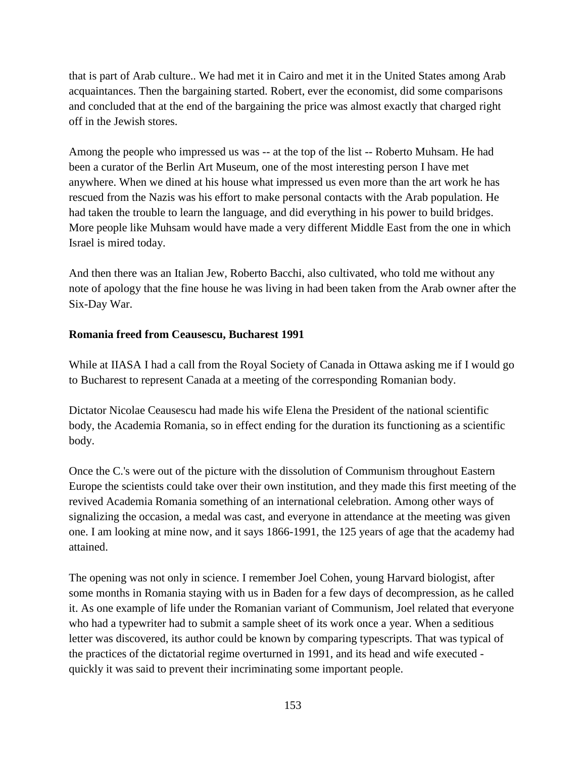that is part of Arab culture.. We had met it in Cairo and met it in the United States among Arab acquaintances. Then the bargaining started. Robert, ever the economist, did some comparisons and concluded that at the end of the bargaining the price was almost exactly that charged right off in the Jewish stores.

Among the people who impressed us was -- at the top of the list -- Roberto Muhsam. He had been a curator of the Berlin Art Museum, one of the most interesting person I have met anywhere. When we dined at his house what impressed us even more than the art work he has rescued from the Nazis was his effort to make personal contacts with the Arab population. He had taken the trouble to learn the language, and did everything in his power to build bridges. More people like Muhsam would have made a very different Middle East from the one in which Israel is mired today.

And then there was an Italian Jew, Roberto Bacchi, also cultivated, who told me without any note of apology that the fine house he was living in had been taken from the Arab owner after the Six-Day War.

**Romania freed from Ceausescu, Bucharest 1991**

While at IIASA I had a call from the Royal Society of Canada in Ottawa asking me if I would go to Bucharest to represent Canada at a meeting of the corresponding Romanian body.

Dictator Nicolae Ceausescu had made his wife Elena the President of the national scientific body, the Academia Romania, so in effect ending for the duration its functioning as a scientific body.

Once the C.'s were out of the picture with the dissolution of Communism throughout Eastern Europe the scientists could take over their own institution, and they made this first meeting of the revived Academia Romania something of an international celebration. Among other ways of signalizing the occasion, a medal was cast, and everyone in attendance at the meeting was given one. I am looking at mine now, and it says 1866-1991, the 125 years of age that the academy had attained.

The opening was not only in science. I remember Joel Cohen, young Harvard biologist, after some months in Romania staying with us in Baden for a few days of decompression, as he called it. As one example of life under the Romanian variant of Communism, Joel related that everyone who had a typewriter had to submit a sample sheet of its work once a year. When a seditious letter was discovered, its author could be known by comparing typescripts. That was typical of the practices of the dictatorial regime overturned in 1991, and its head and wife executed - quickly it was said to prevent their incriminating some important people.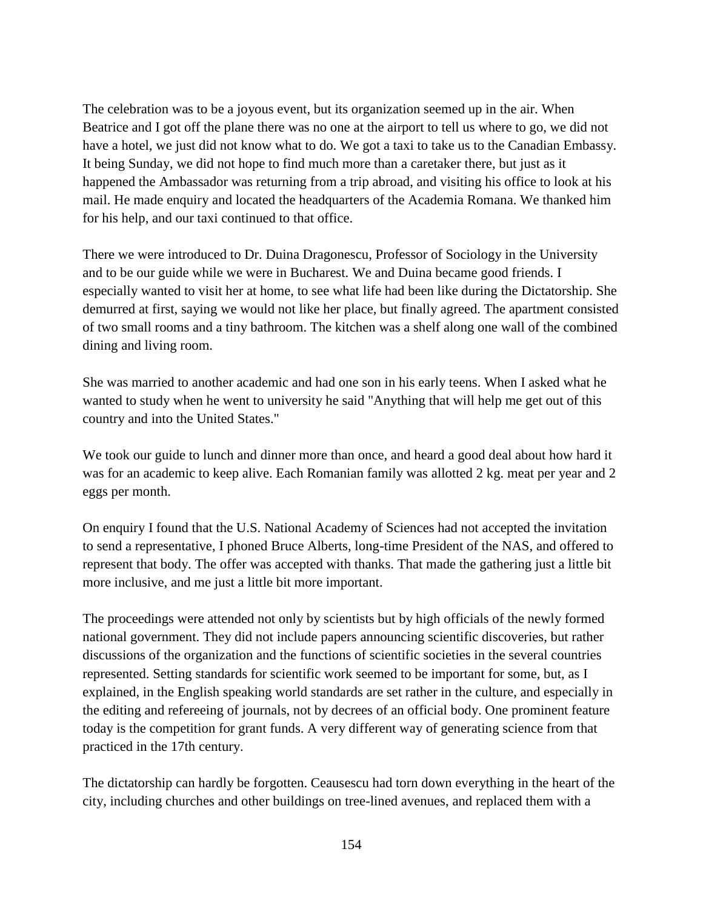The celebration was to be a joyous event, but its organization seemed up in the air. When Beatrice and I got off the plane there was no one at the airport to tell us where to go, we did not have a hotel, we just did not know what to do. We got a taxi to take us to the Canadian Embassy. It being Sunday, we did not hope to find much more than a caretaker there, but just as it happened the Ambassador was returning from a trip abroad, and visiting his office to look at his mail. He made enquiry and located the headquarters of the Academia Romana. We thanked him for his help, and our taxi continued to that office.

There we were introduced to Dr. Duina Dragonescu, Professor of Sociology in the University and to be our guide while we were in Bucharest. We and Duina became good friends. I especially wanted to visit her at home, to see what life had been like during the Dictatorship. She demurred at first, saying we would not like her place, but finally agreed. The apartment consisted of two small rooms and a tiny bathroom. The kitchen was a shelf along one wall of the combined dining and living room.

She was married to another academic and had one son in his early teens. When I asked what he wanted to study when he went to university he said "Anything that will help me get out of this country and into the United States."

We took our guide to lunch and dinner more than once, and heard a good deal about how hard it was for an academic to keep alive. Each Romanian family was allotted 2 kg. meat per year and 2 eggs per month.

On enquiry I found that the U.S. National Academy of Sciences had not accepted the invitation to send a representative, I phoned Bruce Alberts, long-time President of the NAS, and offered to represent that body. The offer was accepted with thanks. That made the gathering just a little bit more inclusive, and me just a little bit more important.

The proceedings were attended not only by scientists but by high officials of the newly formed national government. They did not include papers announcing scientific discoveries, but rather discussions of the organization and the functions of scientific societies in the several countries represented. Setting standards for scientific work seemed to be important for some, but, as I explained, in the English speaking world standards are set rather in the culture, and especially in the editing and refereeing of journals, not by decrees of an official body. One prominent feature today is the competition for grant funds. A very different way of generating science from that practiced in the 17th century.

The dictatorship can hardly be forgotten. Ceausescu had torn down everything in the heart of the city, including churches and other buildings on tree-lined avenues, and replaced them with a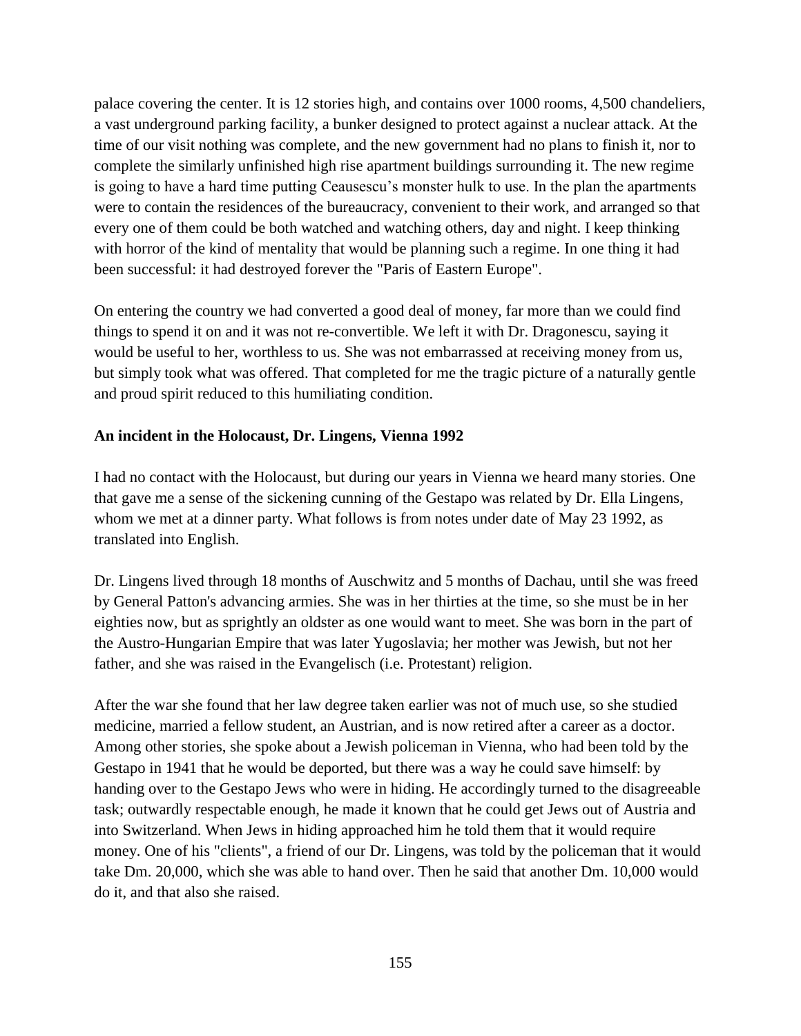palace covering the center. It is 12 stories high, and contains over 1000 rooms, 4,500 chandeliers, a vast underground parking facility, a bunker designed to protect against a nuclear attack. At the time of our visit nothing was complete, and the new government had no plans to finish it, nor to complete the similarly unfinished high rise apartment buildings surrounding it. The new regime is going to have a hard time putting Ceausescu's monster hulk to use. In the plan the apartments were to contain the residences of the bureaucracy, convenient to their work, and arranged so that every one of them could be both watched and watching others, day and night. I keep thinking with horror of the kind of mentality that would be planning such a regime. In one thing it had been successful: it had destroyed forever the "Paris of Eastern Europe".

On entering the country we had converted a good deal of money, far more than we could find things to spend it on and it was not re-convertible. We left it with Dr. Dragonescu, saying it would be useful to her, worthless to us. She was not embarrassed at receiving money from us, but simply took what was offered. That completed for me the tragic picture of a naturally gentle and proud spirit reduced to this humiliating condition.

**An incident in the Holocaust, Dr. Lingens, Vienna 1992**

I had no contact with the Holocaust, but during our years in Vienna we heard many stories. One that gave me a sense of the sickening cunning of the Gestapo was related by Dr. Ella Lingens, whom we met at a dinner party. What follows is from notes under date of May 23 1992, as translated into English.

Dr. Lingens lived through 18 months of Auschwitz and 5 months of Dachau, until she was freed by General Patton's advancing armies. She was in her thirties at the time, so she must be in her eighties now, but as sprightly an oldster as one would want to meet. She was born in the part of the Austro-Hungarian Empire that was later Yugoslavia; her mother was Jewish, but not her father, and she was raised in the Evangelisch (i.e. Protestant) religion.

After the war she found that her law degree taken earlier was not of much use, so she studied medicine, married a fellow student, an Austrian, and is now retired after a career as a doctor. Among other stories, she spoke about a Jewish policeman in Vienna, who had been told by the Gestapo in 1941 that he would be deported, but there was a way he could save himself: by handing over to the Gestapo Jews who were in hiding. He accordingly turned to the disagreeable task; outwardly respectable enough, he made it known that he could get Jews out of Austria and into Switzerland. When Jews in hiding approached him he told them that it would require money. One of his "clients", a friend of our Dr. Lingens, was told by the policeman that it would take Dm. 20,000, which she was able to hand over. Then he said that another Dm. 10,000 would do it, and that also she raised.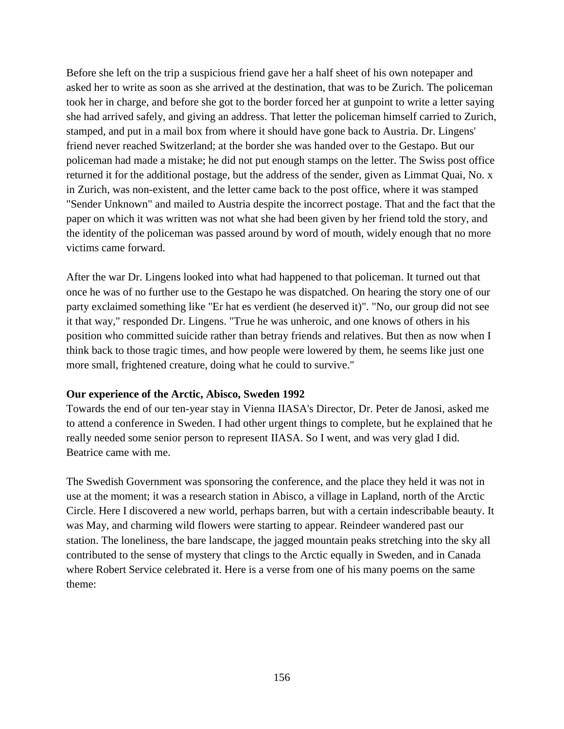Before she left on the trip a suspicious friend gave her a half sheet of his own notepaper and asked her to write as soon as she arrived at the destination, that was to be Zurich. The policeman took her in charge, and before she got to the border forced her at gunpoint to write a letter saying she had arrived safely, and giving an address. That letter the policeman himself carried to Zurich, stamped, and put in a mail box from where it should have gone back to Austria. Dr. Lingens' friend never reached Switzerland; at the border she was handed over to the Gestapo. But our policeman had made a mistake; he did not put enough stamps on the letter. The Swiss post office returned it for the additional postage, but the address of the sender, given as Limmat Quai, No. x in Zurich, was non-existent, and the letter came back to the post office, where it was stamped "Sender Unknown" and mailed to Austria despite the incorrect postage. That and the fact that the paper on which it was written was not what she had been given by her friend told the story, and the identity of the policeman was passed around by word of mouth, widely enough that no more victims came forward.

After the war Dr. Lingens looked into what had happened to that policeman. It turned out that once he was of no further use to the Gestapo he was dispatched. On hearing the story one of our party exclaimed something like "Er hat es verdient (he deserved it)". "No, our group did not see it that way," responded Dr. Lingens. "True he was unheroic, and one knows of others in his position who committed suicide rather than betray friends and relatives. But then as now when I think back to those tragic times, and how people were lowered by them, he seems like just one more small, frightened creature, doing what he could to survive."

**Our experience of the Arctic, Abisco, Sweden 1992**

Towards the end of our ten-year stay in Vienna IIASA's Director, Dr. Peter de Janosi, asked me to attend a conference in Sweden. I had other urgent things to complete, but he explained that he really needed some senior person to represent IIASA. So I went, and was very glad I did. Beatrice came with me.

The Swedish Government was sponsoring the conference, and the place they held it was not in use at the moment; it was a research station in Abisco, a village in Lapland, north of the Arctic Circle. Here I discovered a new world, perhaps barren, but with a certain indescribable beauty. It was May, and charming wild flowers were starting to appear. Reindeer wandered past our station. The loneliness, the bare landscape, the jagged mountain peaks stretching into the sky all contributed to the sense of mystery that clings to the Arctic equally in Sweden, and in Canada where Robert Service celebrated it. Here is a verse from one of his many poems on the same theme: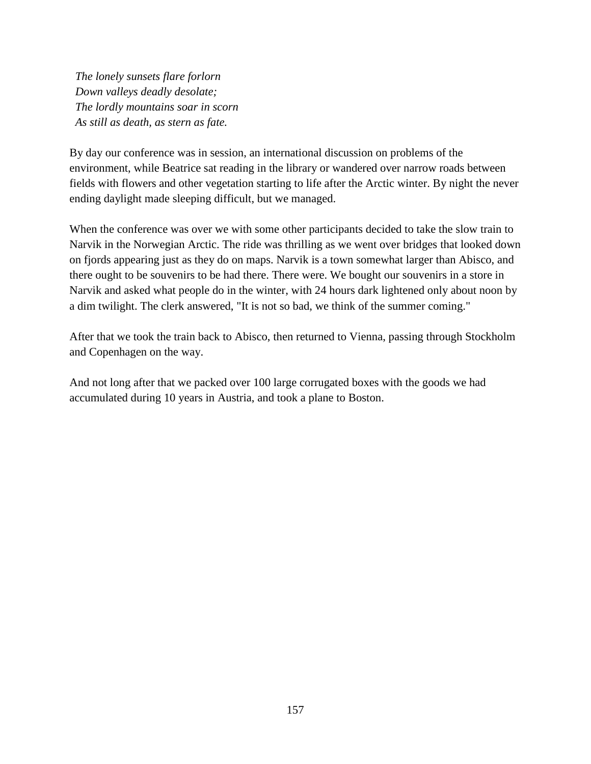*The lonely sunsets flare forlorn*  
*Down valleys deadly desolate;*  
*The lordly mountains soar in scorn*  
*As still as death, as stern as fate.*

By day our conference was in session, an international discussion on problems of the environment, while Beatrice sat reading in the library or wandered over narrow roads between fields with flowers and other vegetation starting to life after the Arctic winter. By night the never ending daylight made sleeping difficult, but we managed.

When the conference was over we with some other participants decided to take the slow train to Narvik in the Norwegian Arctic. The ride was thrilling as we went over bridges that looked down on fjords appearing just as they do on maps. Narvik is a town somewhat larger than Abisco, and there ought to be souvenirs to be had there. There were. We bought our souvenirs in a store in Narvik and asked what people do in the winter, with 24 hours dark lightened only about noon by a dim twilight. The clerk answered, "It is not so bad, we think of the summer coming."

After that we took the train back to Abisco, then returned to Vienna, passing through Stockholm and Copenhagen on the way.

And not long after that we packed over 100 large corrugated boxes with the goods we had accumulated during 10 years in Austria, and took a plane to Boston.